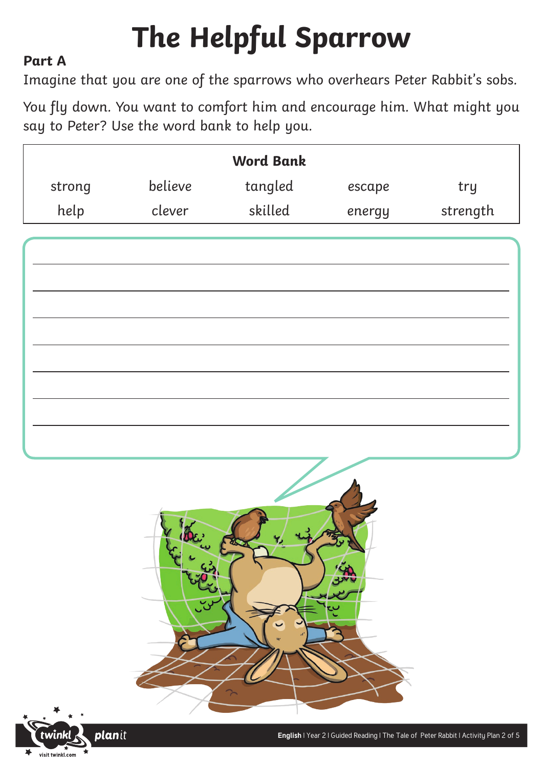# The Helpful Sparrow

**Part A**

Imagine that you are one of the sparrows who overhears Peter Rabbit's sobs.

You fly down. You want to comfort him and encourage him. What might you say to Peter? Use the word bank to help you.

| Word Bank | | | | |
|---|---|---|---|---|
| strong | believe | tangled | escape | try |
| help | clever | skilled | energy | strength |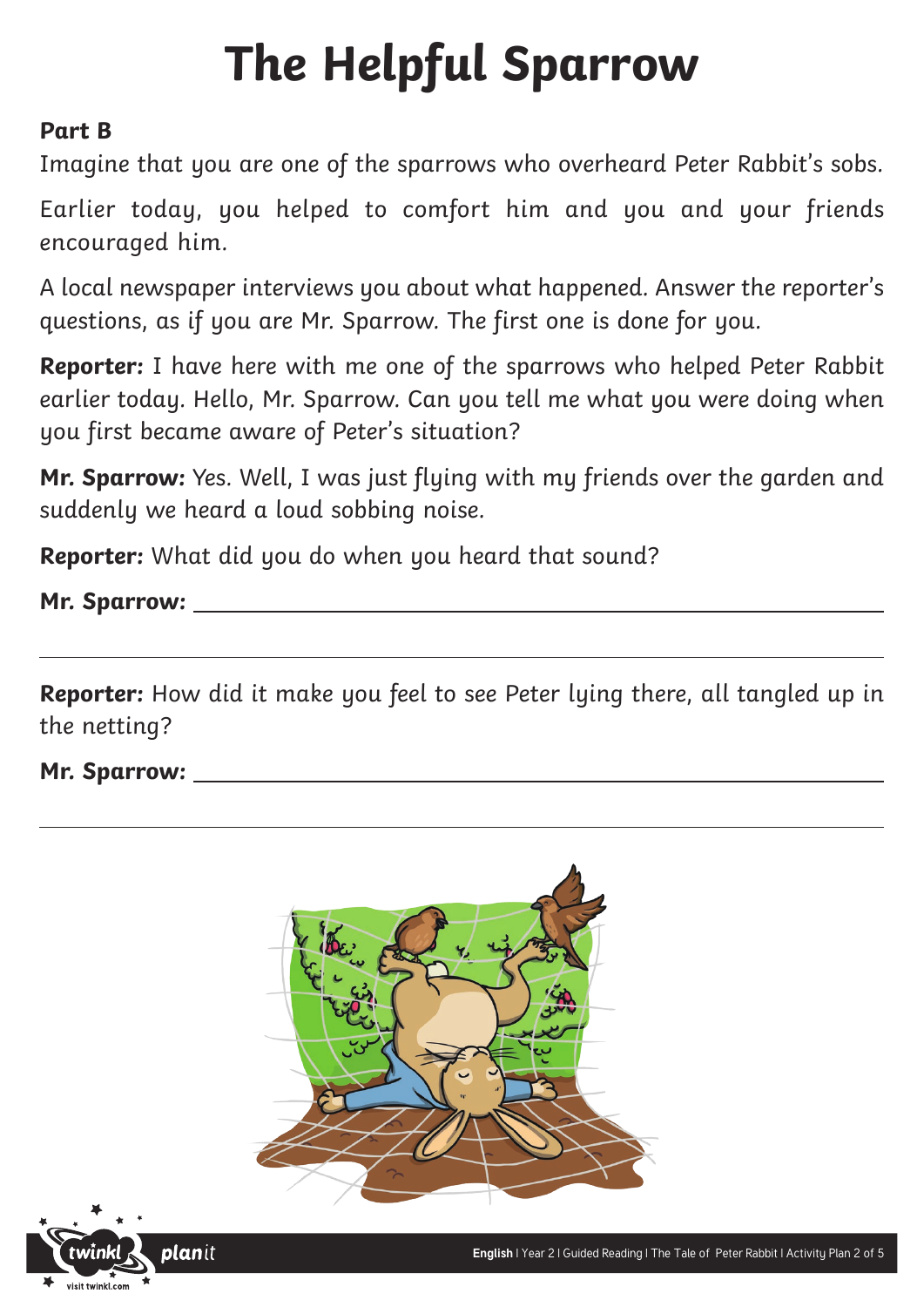# The Helpful Sparrow

**Part B**

Imagine that you are one of the sparrows who overheard Peter Rabbit's sobs.

Earlier today, you helped to comfort him and you and your friends encouraged him.

A local newspaper interviews you about what happened. Answer the reporter's questions, as if you are Mr. Sparrow. The first one is done for you.

**Reporter:** I have here with me one of the sparrows who helped Peter Rabbit earlier today. Hello, Mr. Sparrow. Can you tell me what you were doing when you first became aware of Peter's situation?

**Mr. Sparrow:** Yes. Well, I was just flying with my friends over the garden and suddenly we heard a loud sobbing noise.

**Reporter:** What did you do when you heard that sound?

**Mr. Sparrow:** ______________________________________________

______________________________________________

**Reporter:** How did it make you feel to see Peter lying there, all tangled up in the netting?

**Mr. Sparrow:** ______________________________________________

______________________________________________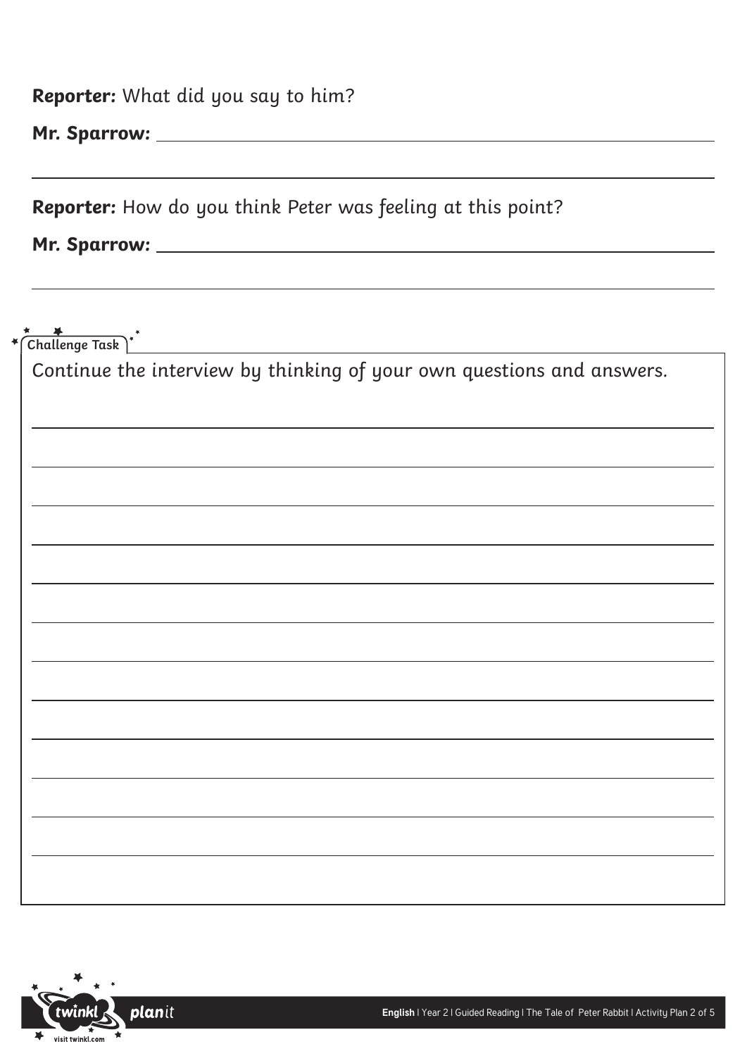**Reporter:** What did you say to him?

**Mr. Sparrow:** \_\_\_\_\_\_\_\_\_\_\_\_\_\_\_\_\_\_\_\_\_\_\_\_\_\_\_\_\_\_\_\_\_\_\_\_\_\_\_\_\_\_\_\_

\_\_\_\_\_\_\_\_\_\_\_\_\_\_\_\_\_\_\_\_\_\_\_\_\_\_\_\_\_\_\_\_\_\_\_\_\_\_\_\_\_\_\_\_\_\_\_\_\_\_\_\_\_\_\_\_

**Reporter:** How do you think Peter was feeling at this point?

**Mr. Sparrow:** \_\_\_\_\_\_\_\_\_\_\_\_\_\_\_\_\_\_\_\_\_\_\_\_\_\_\_\_\_\_\_\_\_\_\_\_\_\_\_\_\_\_\_\_

\_\_\_\_\_\_\_\_\_\_\_\_\_\_\_\_\_\_\_\_\_\_\_\_\_\_\_\_\_\_\_\_\_\_\_\_\_\_\_\_\_\_\_\_\_\_\_\_\_\_\_\_\_\_\_\_

**Challenge Task**

Continue the interview by thinking of your own questions and answers.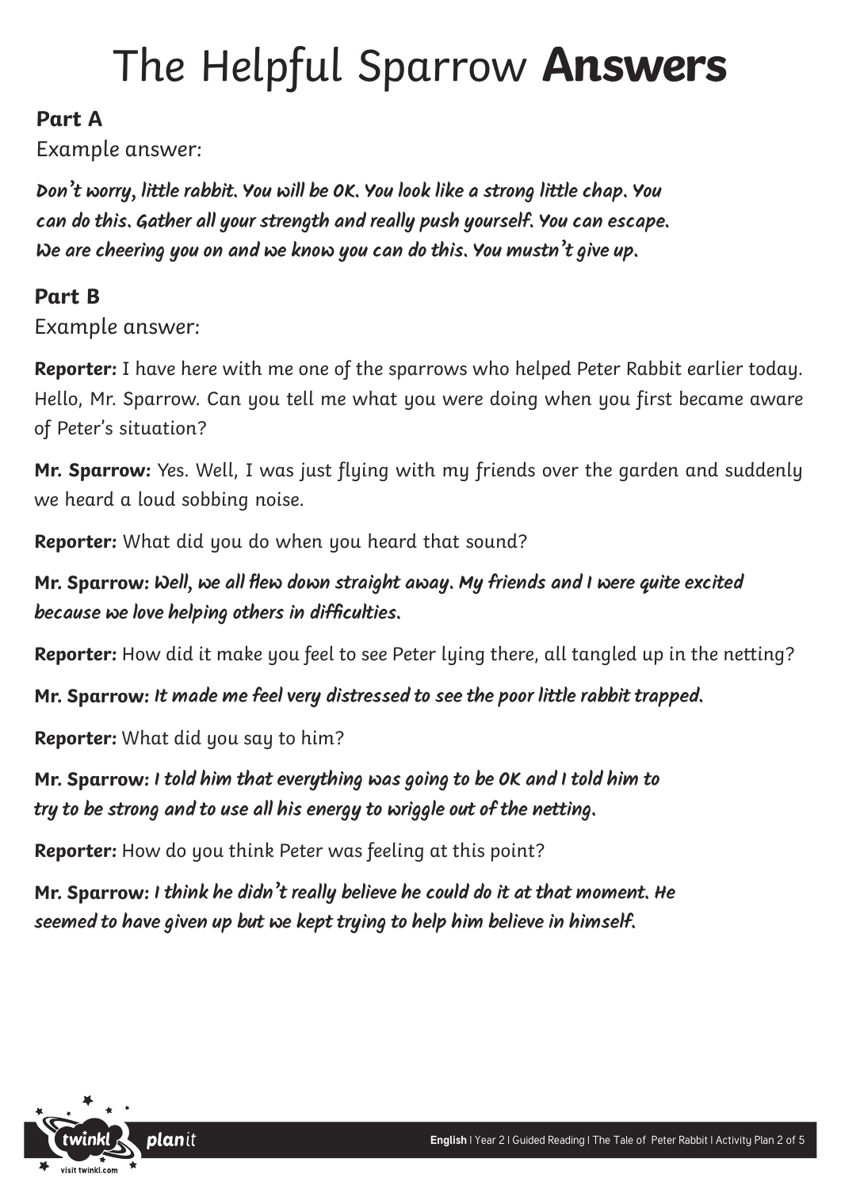# The Helpful Sparrow **Answers**

**Part A**

Example answer:

*Don't worry, little rabbit. You will be OK. You look like a strong little chap. You can do this. Gather all your strength and really push yourself. You can escape. We are cheering you on and we know you can do this. You mustn't give up.*

**Part B**

Example answer:

**Reporter:** I have here with me one of the sparrows who helped Peter Rabbit earlier today. Hello, Mr. Sparrow. Can you tell me what you were doing when you first became aware of Peter's situation?

**Mr. Sparrow:** Yes. Well, I was just flying with my friends over the garden and suddenly we heard a loud sobbing noise.

**Reporter:** What did you do when you heard that sound?

**Mr. Sparrow:** *Well, we all flew down straight away. My friends and I were quite excited because we love helping others in difficulties.*

**Reporter:** How did it make you feel to see Peter lying there, all tangled up in the netting?

**Mr. Sparrow:** *It made me feel very distressed to see the poor little rabbit trapped.*

**Reporter:** What did you say to him?

**Mr. Sparrow:** *I told him that everything was going to be OK and I told him to try to be strong and to use all his energy to wriggle out of the netting.*

**Reporter:** How do you think Peter was feeling at this point?

**Mr. Sparrow:** *I think he didn't really believe he could do it at that moment. He seemed to have given up but we kept trying to help him believe in himself.*